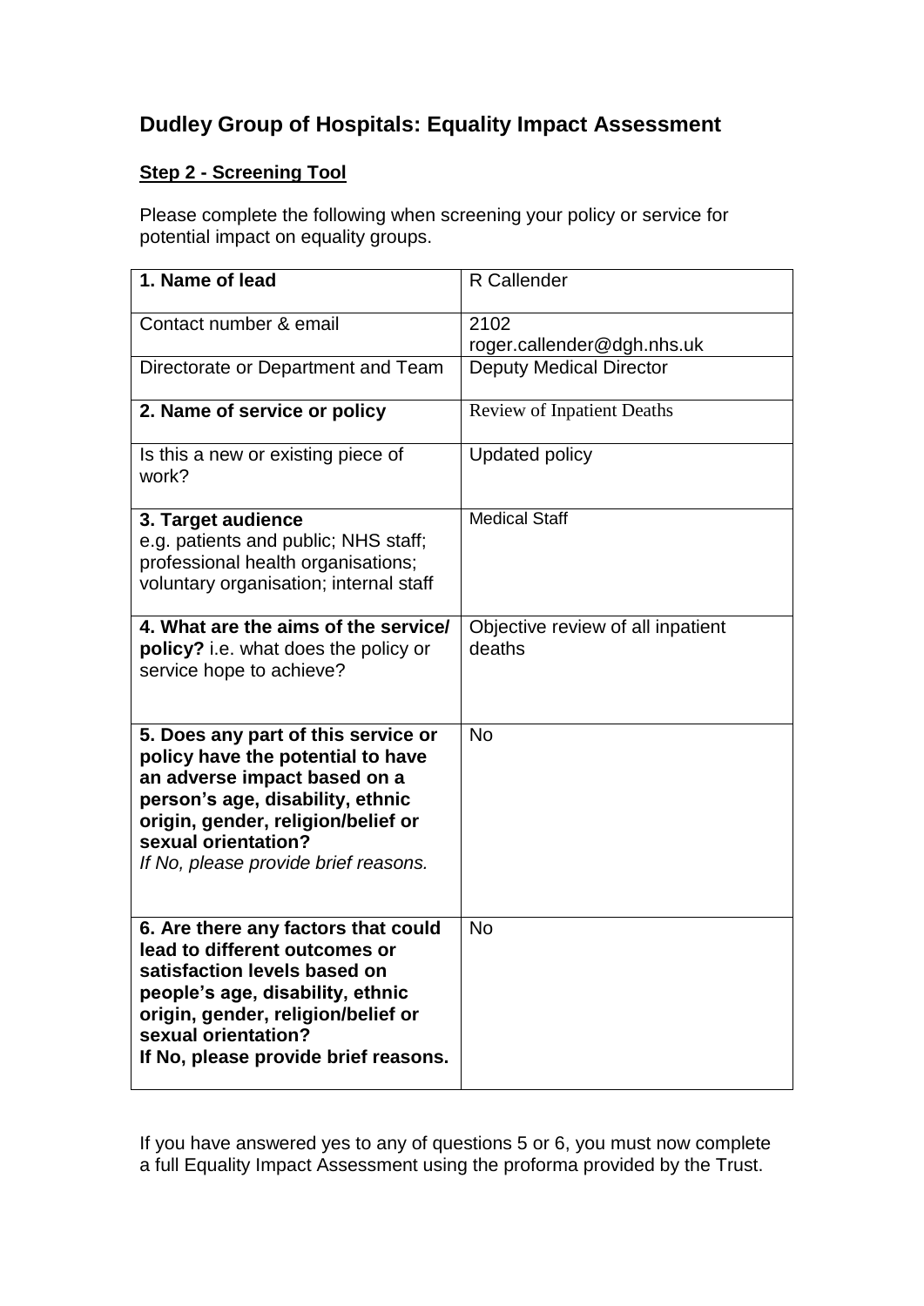# Dudley Group of Hospitals: Equality Impact Assessment

**Step 2 - Screening Tool**

Please complete the following when screening your policy or service for potential impact on equality groups.

| | |
|---|---|
| **1. Name of lead** | R Callender |
| Contact number & email | 2102<br>roger.callender@dgh.nhs.uk |
| Directorate or Department and Team | Deputy Medical Director |
| **2. Name of service or policy** | Review of Inpatient Deaths |
| Is this a new or existing piece of work? | Updated policy |
| **3. Target audience** e.g. patients and public; NHS staff; professional health organisations; voluntary organisation; internal staff | Medical Staff |
| **4. What are the aims of the service/ policy?** i.e. what does the policy or service hope to achieve? | Objective review of all inpatient deaths |
| **5. Does any part of this service or policy have the potential to have an adverse impact based on a person's age, disability, ethnic origin, gender, religion/belief or sexual orientation?** *If No, please provide brief reasons.* | No |
| **6. Are there any factors that could lead to different outcomes or satisfaction levels based on people's age, disability, ethnic origin, gender, religion/belief or sexual orientation? If No, please provide brief reasons.** | No |

If you have answered yes to any of questions 5 or 6, you must now complete a full Equality Impact Assessment using the proforma provided by the Trust.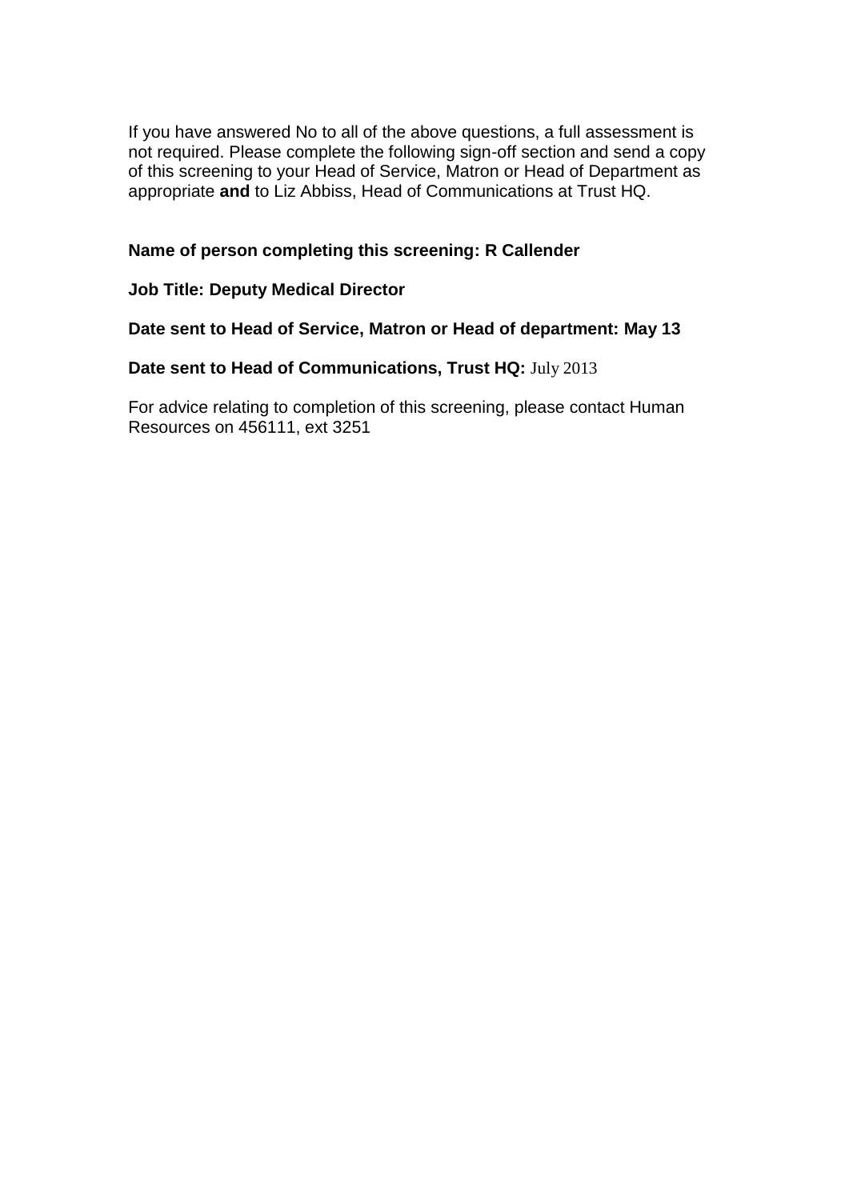If you have answered No to all of the above questions, a full assessment is not required. Please complete the following sign-off section and send a copy of this screening to your Head of Service, Matron or Head of Department as appropriate **and** to Liz Abbiss, Head of Communications at Trust HQ.

**Name of person completing this screening: R Callender**

**Job Title: Deputy Medical Director**

**Date sent to Head of Service, Matron or Head of department: May 13**

**Date sent to Head of Communications, Trust HQ:** July 2013

For advice relating to completion of this screening, please contact Human Resources on 456111, ext 3251